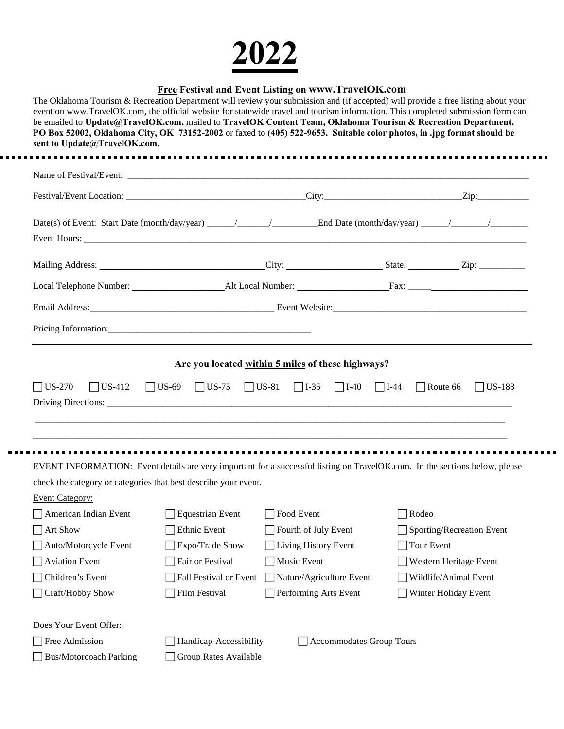# 2022

## **Free** Festival and Event Listing on www.TravelOK.com

The Oklahoma Tourism & Recreation Department will review your submission and (if accepted) will provide a free listing about your event on www.TravelOK.com, the official website for statewide travel and tourism information. This completed submission form can be emailed to **Update@TravelOK.com,** mailed to **TravelOK Content Team, Oklahoma Tourism & Recreation Department, PO Box 52002, Oklahoma City, OK 73152-2002** or faxed to **(405) 522-9653. Suitable color photos, in .jpg format should be sent to Update@TravelOK.com.**

---

Name of Festival/Event: ______________________________________________

Festival/Event Location: ______________________ City: ______________________ Zip: __________

Date(s) of Event: Start Date (month/day/year) ______/_______/_________ End Date (month/day/year) ______/________/________

Event Hours: ______________________________________________

Mailing Address: ______________________ City: ______________ State: __________ Zip: __________

Local Telephone Number: ______________ Alt Local Number: ______________ Fax: ______________

Email Address: ______________________ Event Website: ______________________

Pricing Information: ______________________

---

**Are you located within 5 miles of these highways?**

☐ US-270 ☐ US-412 ☐ US-69 ☐ US-75 ☐ US-81 ☐ I-35 ☐ I-40 ☐ I-44 ☐ Route 66 ☐ US-183

Driving Directions: ______________________________________________

______________________________________________

______________________________________________

---

EVENT INFORMATION: Event details are very important for a successful listing on TravelOK.com. In the sections below, please check the category or categories that best describe your event.

Event Category:

| | | | |
|---|---|---|---|
| ☐ American Indian Event | ☐ Equestrian Event | ☐ Food Event | ☐ Rodeo |
| ☐ Art Show | ☐ Ethnic Event | ☐ Fourth of July Event | ☐ Sporting/Recreation Event |
| ☐ Auto/Motorcycle Event | ☐ Expo/Trade Show | ☐ Living History Event | ☐ Tour Event |
| ☐ Aviation Event | ☐ Fair or Festival | ☐ Music Event | ☐ Western Heritage Event |
| ☐ Children's Event | ☐ Fall Festival or Event | ☐ Nature/Agriculture Event | ☐ Wildlife/Animal Event |
| ☐ Craft/Hobby Show | ☐ Film Festival | ☐ Performing Arts Event | ☐ Winter Holiday Event |

Does Your Event Offer:

| | | |
|---|---|---|
| ☐ Free Admission | ☐ Handicap-Accessibility | ☐ Accommodates Group Tours |
| ☐ Bus/Motorcoach Parking | ☐ Group Rates Available | |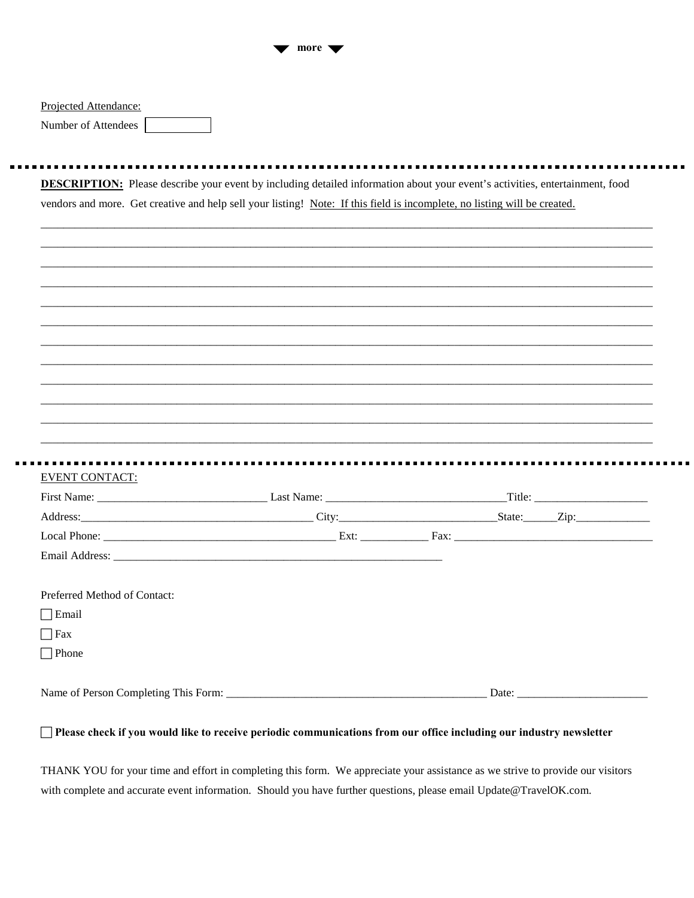▼ more ▼

Projected Attendance:

Number of Attendees [          ]

**DESCRIPTION:** Please describe your event by including detailed information about your event's activities, entertainment, food vendors and more. Get creative and help sell your listing! Note: If this field is incomplete, no listing will be created.

_______________________________________________________________________________________________

_______________________________________________________________________________________________

_______________________________________________________________________________________________

_______________________________________________________________________________________________

_______________________________________________________________________________________________

_______________________________________________________________________________________________

_______________________________________________________________________________________________

_______________________________________________________________________________________________

_______________________________________________________________________________________________

_______________________________________________________________________________________________

_______________________________________________________________________________________________

_______________________________________________________________________________________________

EVENT CONTACT:

First Name: ____________________________ Last Name: ______________________________Title: ___________________

Address:_______________________________________ City:___________________________State:______Zip:_____________

Local Phone: _______________________________________ Ext: ___________ Fax: __________________________________

Email Address: ______________________________________________________

Preferred Method of Contact:

☐ Email

☐ Fax

☐ Phone

Name of Person Completing This Form: ______________________________________________ Date: ______________________

☐ **Please check if you would like to receive periodic communications from our office including our industry newsletter**

THANK YOU for your time and effort in completing this form. We appreciate your assistance as we strive to provide our visitors with complete and accurate event information. Should you have further questions, please email Update@TravelOK.com.